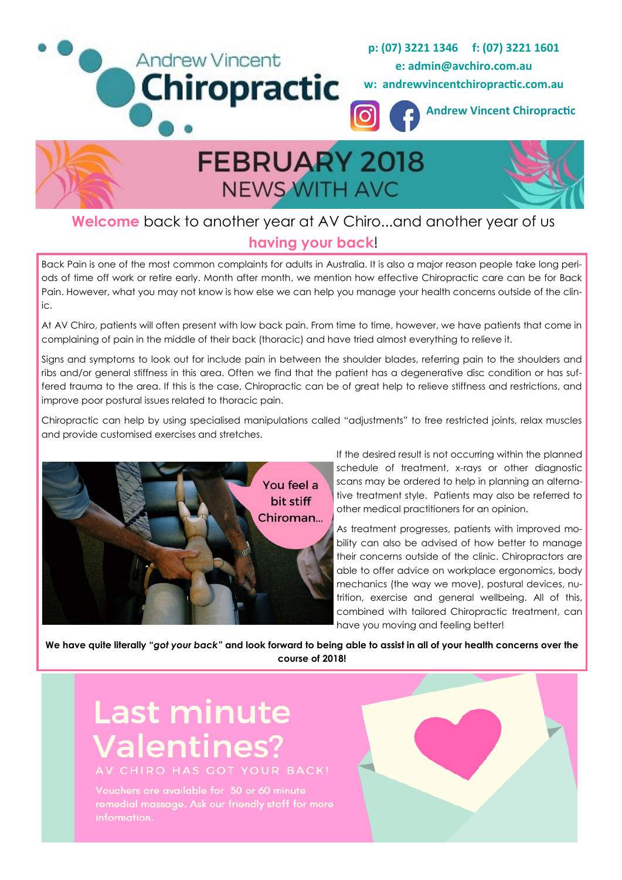# Andrew Vincent Chiropractic

**p: (07) 3221 1346 f: (07) 3221 1601**
**e: admin@avchiro.com.au**
**w: andrewvincentchiropractic.com.au**

**Andrew Vincent Chiropractic**

# FEBRUARY 2018
## NEWS WITH AVC

**Welcome** back to another year at AV Chiro...and another year of us **having your back**!

Back Pain is one of the most common complaints for adults in Australia. It is also a major reason people take long periods of time off work or retire early. Month after month, we mention how effective Chiropractic care can be for Back Pain. However, what you may not know is how else we can help you manage your health concerns outside of the clinic.

At AV Chiro, patients will often present with low back pain. From time to time, however, we have patients that come in complaining of pain in the middle of their back (thoracic) and have tried almost everything to relieve it.

Signs and symptoms to look out for include pain in between the shoulder blades, referring pain to the shoulders and ribs and/or general stiffness in this area. Often we find that the patient has a degenerative disc condition or has suffered trauma to the area. If this is the case, Chiropractic can be of great help to relieve stiffness and restrictions, and improve poor postural issues related to thoracic pain.

Chiropractic can help by using specialised manipulations called "adjustments" to free restricted joints, relax muscles and provide customised exercises and stretches.

You feel a bit stiff Chiroman...

If the desired result is not occurring within the planned schedule of treatment, x-rays or other diagnostic scans may be ordered to help in planning an alternative treatment style. Patients may also be referred to other medical practitioners for an opinion.

As treatment progresses, patients with improved mobility can also be advised of how better to manage their concerns outside of the clinic. Chiropractors are able to offer advice on workplace ergonomics, body mechanics (the way we move), postural devices, nutrition, exercise and general wellbeing. All of this, combined with tailored Chiropractic treatment, can have you moving and feeling better!

**We have quite literally "*got your back*" and look forward to being able to assist in all of your health concerns over the course of 2018!**

# Last minute Valentines?

AV CHIRO HAS GOT YOUR BACK!

Vouchers are available for 30 or 60 minute remedial massage. Ask our friendly staff for more information.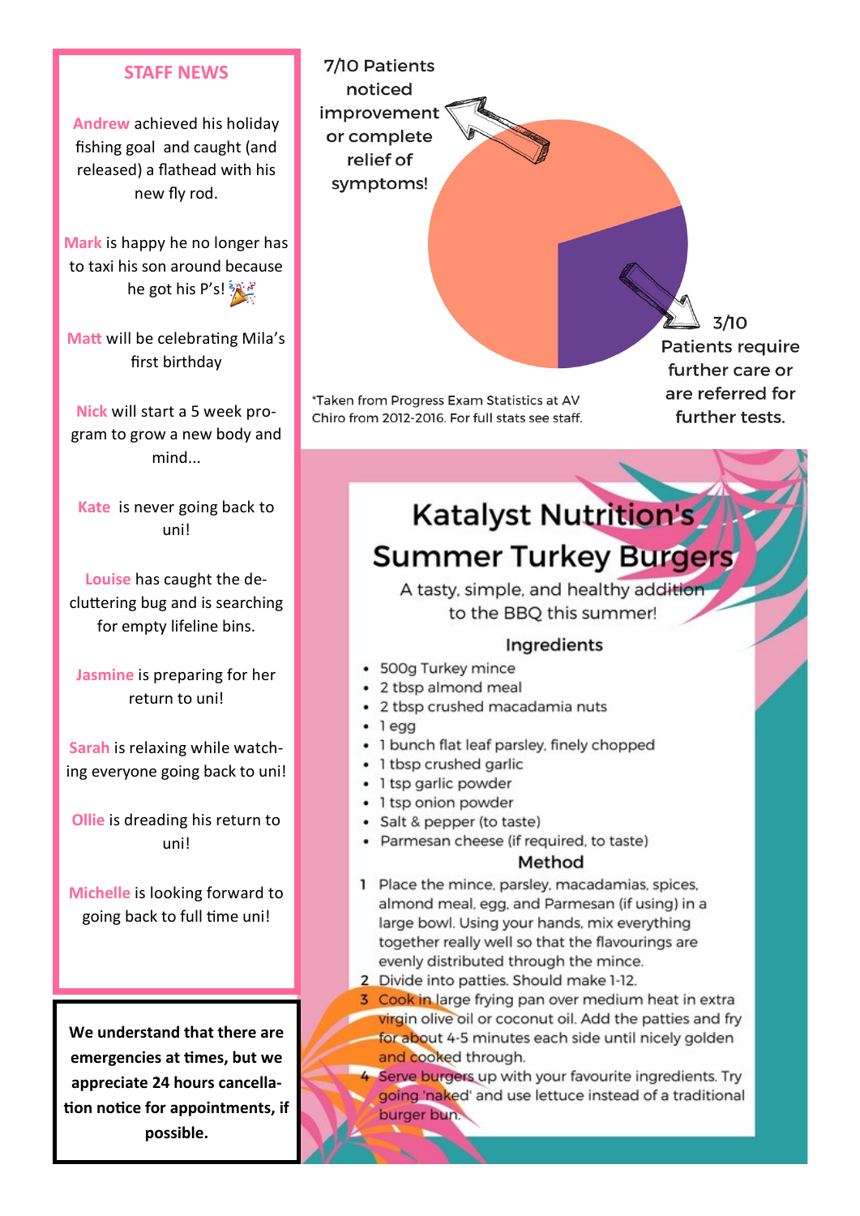## STAFF NEWS

**Andrew** achieved his holiday fishing goal and caught (and released) a flathead with his new fly rod.

**Mark** is happy he no longer has to taxi his son around because he got his P's! 🎉

**Matt** will be celebrating Mila's first birthday

**Nick** will start a 5 week program to grow a new body and mind...

**Kate** is never going back to uni!

**Louise** has caught the decluttering bug and is searching for empty lifeline bins.

**Jasmine** is preparing for her return to uni!

**Sarah** is relaxing while watching everyone going back to uni!

**Ollie** is dreading his return to uni!

**Michelle** is looking forward to going back to full time uni!

**We understand that there are emergencies at times, but we appreciate 24 hours cancellation notice for appointments, if possible.**

7/10 Patients noticed improvement or complete relief of symptoms!

3/10 Patients require further care or are referred for further tests.

*Taken from Progress Exam Statistics at AV Chiro from 2012-2016. For full stats see staff.

# Katalyst Nutrition's Summer Turkey Burgers

A tasty, simple, and healthy addition to the BBQ this summer!

### Ingredients

- 500g Turkey mince
- 2 tbsp almond meal
- 2 tbsp crushed macadamia nuts
- 1 egg
- 1 bunch flat leaf parsley, finely chopped
- 1 tbsp crushed garlic
- 1 tsp garlic powder
- 1 tsp onion powder
- Salt & pepper (to taste)
- Parmesan cheese (if required, to taste)

### Method

1. Place the mince, parsley, macadamias, spices, almond meal, egg, and Parmesan (if using) in a large bowl. Using your hands, mix everything together really well so that the flavourings are evenly distributed through the mince.
2. Divide into patties. Should make 1-12.
3. Cook in large frying pan over medium heat in extra virgin olive oil or coconut oil. Add the patties and fry for about 4-5 minutes each side until nicely golden and cooked through.
4. Serve burgers up with your favourite ingredients. Try going 'naked' and use lettuce instead of a traditional burger bun.